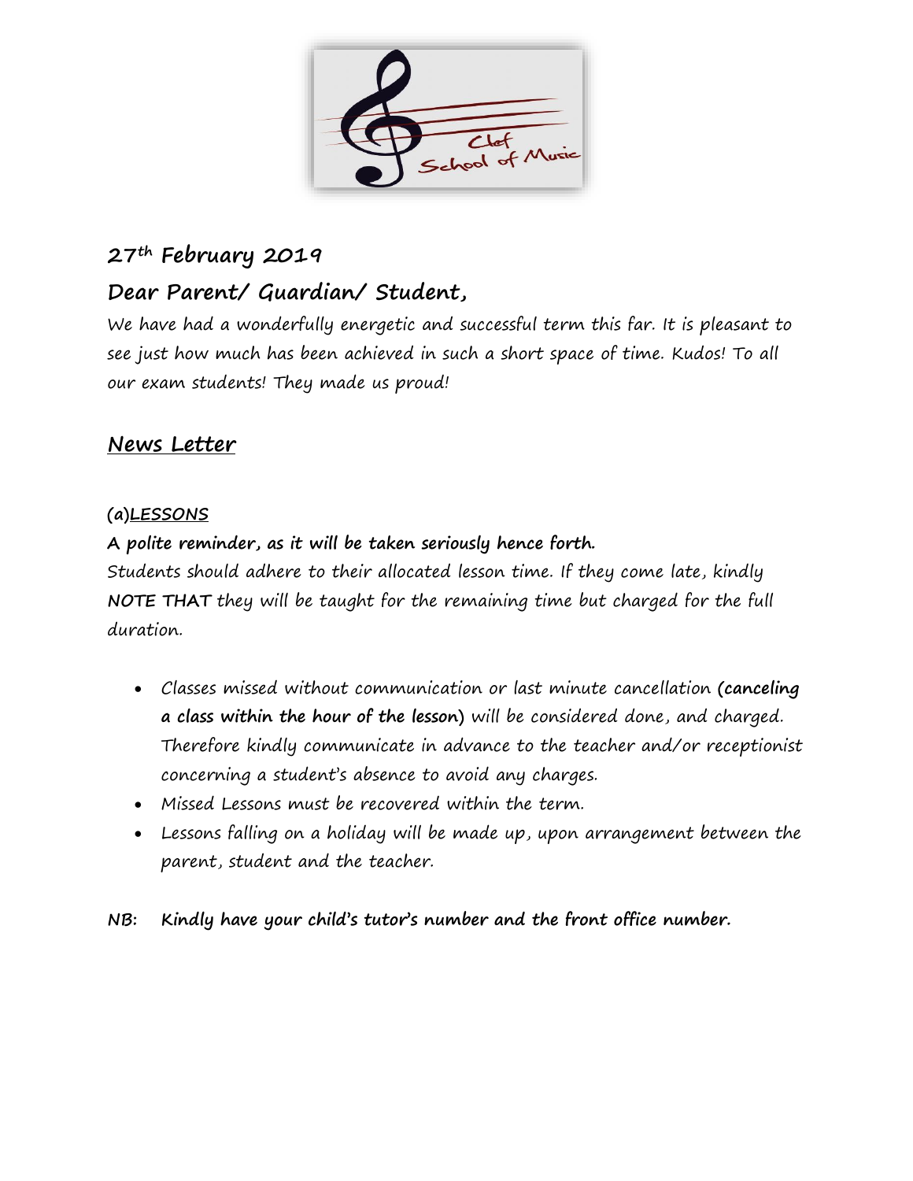**27th February 2019**

**Dear Parent/ Guardian/ Student,**

We have had a wonderfully energetic and successful term this far. It is pleasant to see just how much has been achieved in such a short space of time. Kudos! To all our exam students! They made us proud!

## News Letter

### (a)LESSONS

**A polite reminder, as it will be taken seriously hence forth.**

Students should adhere to their allocated lesson time. If they come late, kindly **NOTE THAT** they will be taught for the remaining time but charged for the full duration.

- Classes missed without communication or last minute cancellation (**canceling a class within the hour of the lesson**) will be considered done, and charged. Therefore kindly communicate in advance to the teacher and/or receptionist concerning a student's absence to avoid any charges.
- Missed Lessons must be recovered within the term.
- Lessons falling on a holiday will be made up, upon arrangement between the parent, student and the teacher.

**NB: Kindly have your child's tutor's number and the front office number.**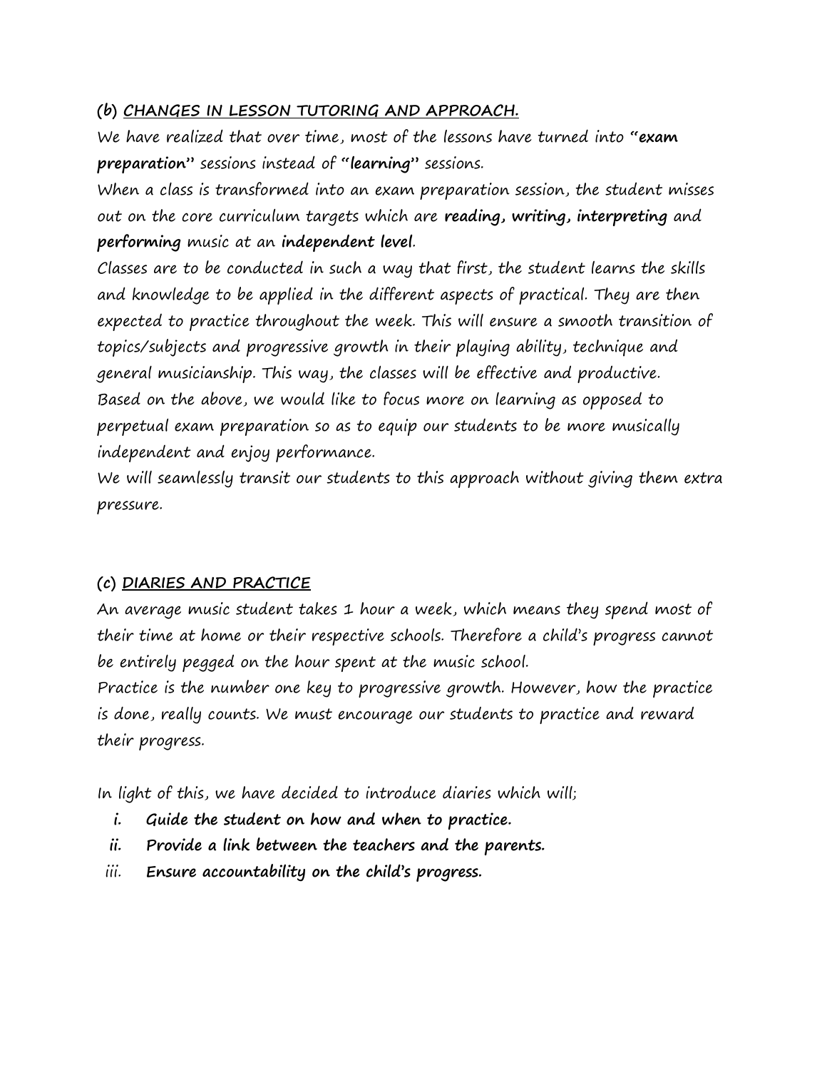## (b) CHANGES IN LESSON TUTORING AND APPROACH.

We have realized that over time, most of the lessons have turned into "**exam preparation**" sessions instead of "**learning**" sessions.

When a class is transformed into an exam preparation session, the student misses out on the core curriculum targets which are **reading, writing, interpreting** and **performing** music at an **independent level**.

Classes are to be conducted in such a way that first, the student learns the skills and knowledge to be applied in the different aspects of practical. They are then expected to practice throughout the week. This will ensure a smooth transition of topics/subjects and progressive growth in their playing ability, technique and general musicianship. This way, the classes will be effective and productive.

Based on the above, we would like to focus more on learning as opposed to perpetual exam preparation so as to equip our students to be more musically independent and enjoy performance.

We will seamlessly transit our students to this approach without giving them extra pressure.

## (c) DIARIES AND PRACTICE

An average music student takes 1 hour a week, which means they spend most of their time at home or their respective schools. Therefore a child's progress cannot be entirely pegged on the hour spent at the music school.

Practice is the number one key to progressive growth. However, how the practice is done, really counts. We must encourage our students to practice and reward their progress.

In light of this, we have decided to introduce diaries which will;

- i. **Guide the student on how and when to practice.**
- ii. **Provide a link between the teachers and the parents.**
- iii. **Ensure accountability on the child's progress.**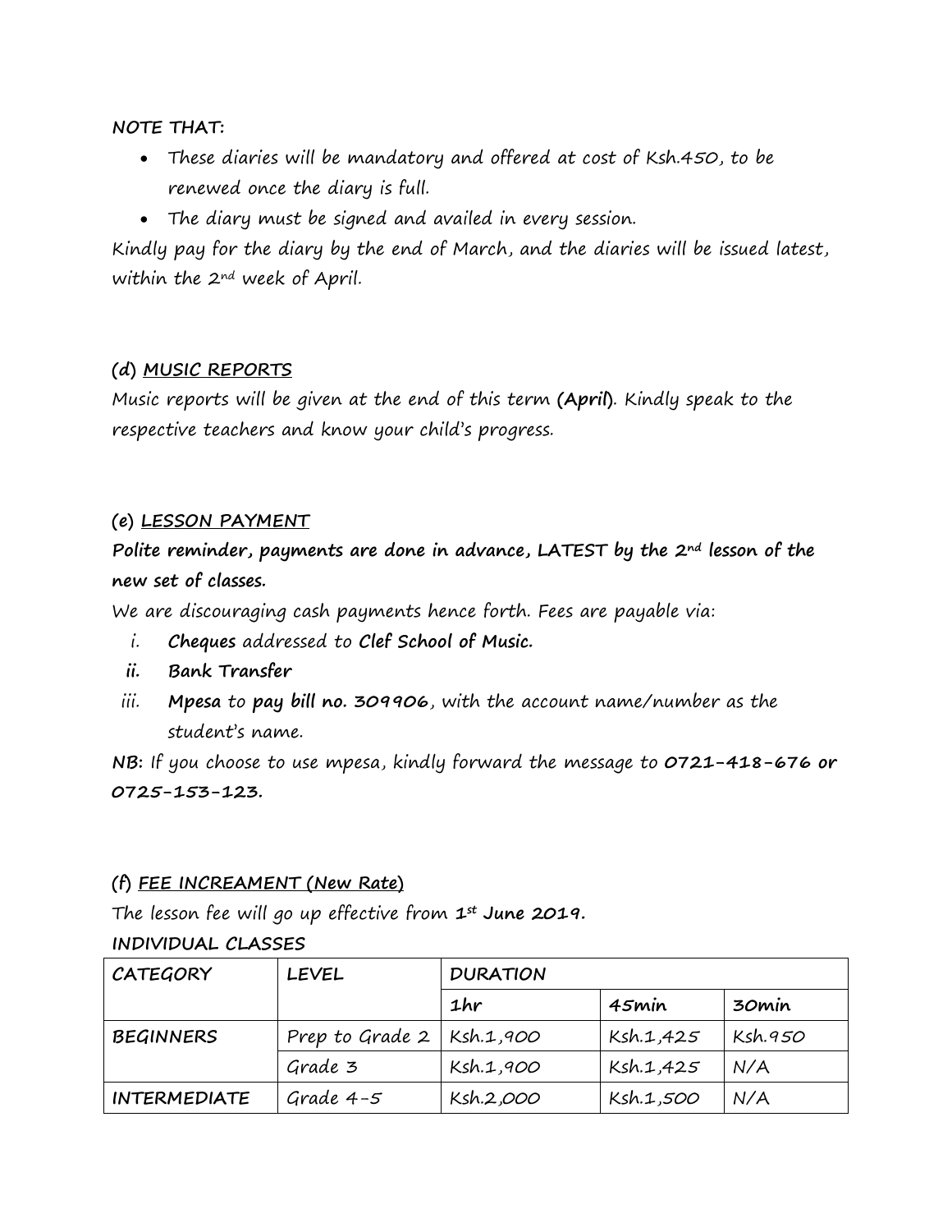**NOTE THAT:**

- These diaries will be mandatory and offered at cost of Ksh.450, to be renewed once the diary is full.
- The diary must be signed and availed in every session.

Kindly pay for the diary by the end of March, and the diaries will be issued latest, within the 2nd week of April.

### (d) MUSIC REPORTS

Music reports will be given at the end of this term **(April)**. Kindly speak to the respective teachers and know your child's progress.

### (e) LESSON PAYMENT

**Polite reminder, payments are done in advance, LATEST by the 2nd lesson of the new set of classes.**

We are discouraging cash payments hence forth. Fees are payable via:

i. **Cheques** addressed to **Clef School of Music.**
ii. **Bank Transfer**
iii. **Mpesa** to **pay bill no. 309906**, with the account name/number as the student's name.

**NB:** If you choose to use mpesa, kindly forward the message to **0721-418-676 or 0725-153-123.**

### (f) FEE INCREAMENT (New Rate)

The lesson fee will go up effective from **1st June 2019.**

**INDIVIDUAL CLASSES**

| CATEGORY | LEVEL | DURATION | | |
|---|---|---|---|---|
| | | 1hr | 45min | 30min |
| BEGINNERS | Prep to Grade 2 | Ksh.1,900 | Ksh.1,425 | Ksh.950 |
| | Grade 3 | Ksh.1,900 | Ksh.1,425 | N/A |
| INTERMEDIATE | Grade 4-5 | Ksh.2,000 | Ksh.1,500 | N/A |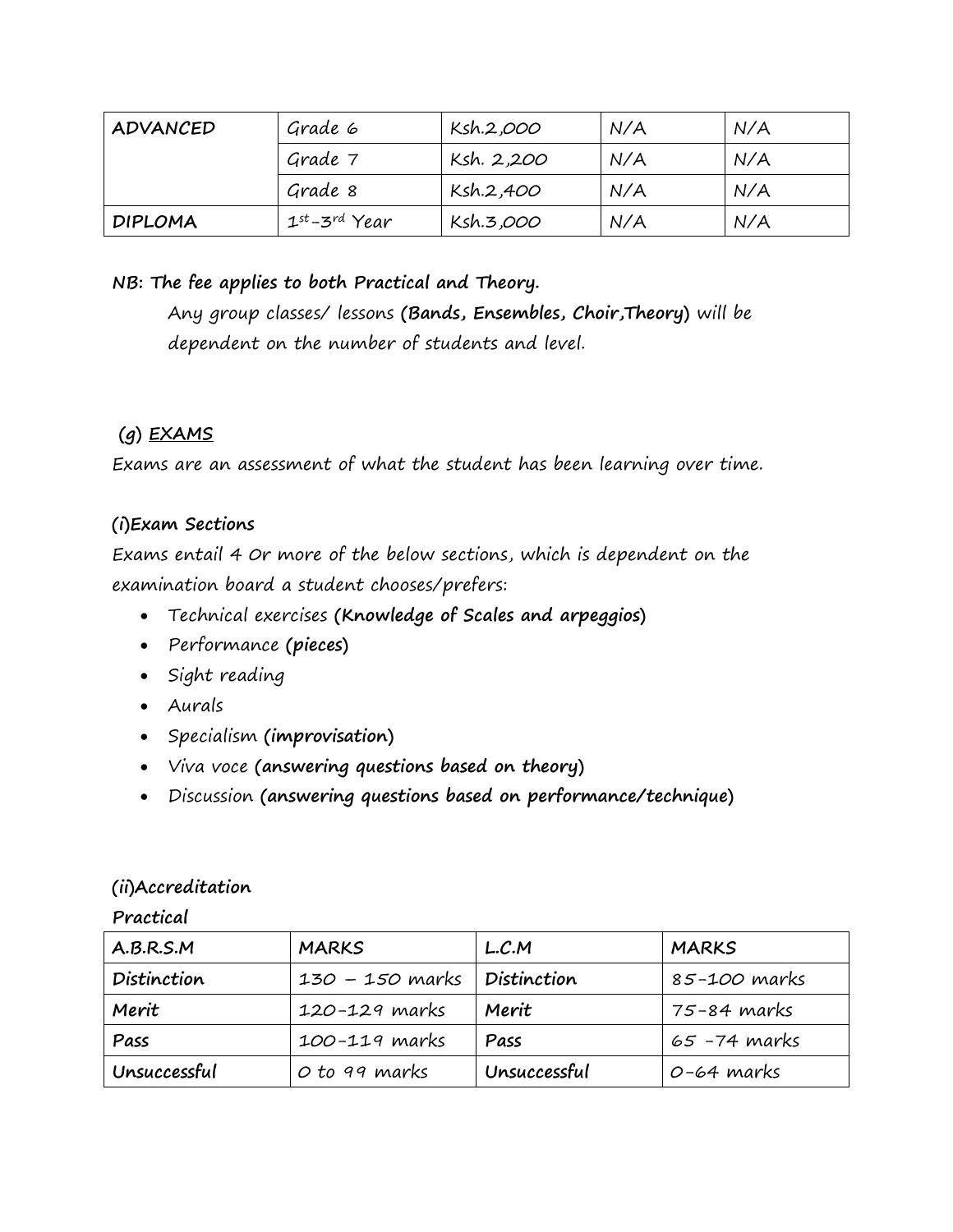| ADVANCED | Grade 6 | Ksh.2,000 | N/A | N/A |
|---|---|---|---|---|
| | Grade 7 | Ksh. 2,200 | N/A | N/A |
| | Grade 8 | Ksh.2,400 | N/A | N/A |
| DIPLOMA | 1st-3rd Year | Ksh.3,000 | N/A | N/A |

**NB: The fee applies to both Practical and Theory.**

Any group classes/ lessons **(Bands, Ensembles, Choir,Theory)** will be dependent on the number of students and level.

### (g) EXAMS

Exams are an assessment of what the student has been learning over time.

**(i)Exam Sections**

Exams entail 4 Or more of the below sections, which is dependent on the examination board a student chooses/prefers:

- Technical exercises **(Knowledge of Scales and arpeggios)**
- Performance **(pieces)**
- Sight reading
- Aurals
- Specialism **(improvisation)**
- Viva voce **(answering questions based on theory)**
- Discussion **(answering questions based on performance/technique)**

**(ii)Accreditation**

**Practical**

| A.B.R.S.M | MARKS | L.C.M | MARKS |
|---|---|---|---|
| Distinction | 130 – 150 marks | Distinction | 85-100 marks |
| Merit | 120-129 marks | Merit | 75-84 marks |
| Pass | 100-119 marks | Pass | 65 -74 marks |
| Unsuccessful | 0 to 99 marks | Unsuccessful | 0-64 marks |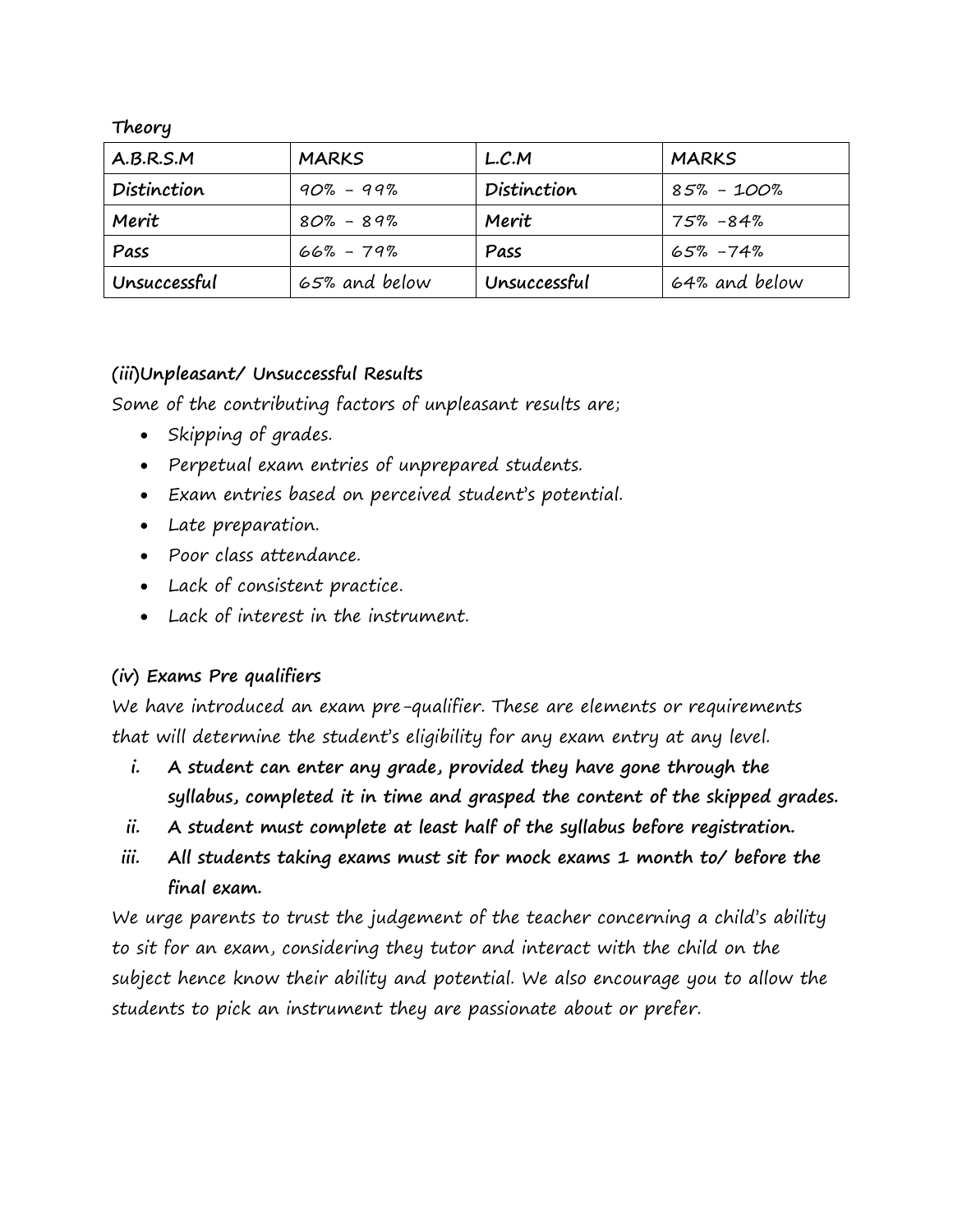**Theory**

| A.B.R.S.M | MARKS | L.C.M | MARKS |
|---|---|---|---|
| Distinction | 90% - 99% | Distinction | 85% - 100% |
| Merit | 80% - 89% | Merit | 75% -84% |
| Pass | 66% - 79% | Pass | 65% -74% |
| Unsuccessful | 65% and below | Unsuccessful | 64% and below |

### (iii)Unpleasant/ Unsuccessful Results

Some of the contributing factors of unpleasant results are;

- Skipping of grades.
- Perpetual exam entries of unprepared students.
- Exam entries based on perceived student's potential.
- Late preparation.
- Poor class attendance.
- Lack of consistent practice.
- Lack of interest in the instrument.

### (iv) Exams Pre qualifiers

We have introduced an exam pre-qualifier. These are elements or requirements that will determine the student's eligibility for any exam entry at any level.

i. **A student can enter any grade, provided they have gone through the syllabus, completed it in time and grasped the content of the skipped grades.**
ii. **A student must complete at least half of the syllabus before registration.**
iii. **All students taking exams must sit for mock exams 1 month to/ before the final exam.**

We urge parents to trust the judgement of the teacher concerning a child's ability to sit for an exam, considering they tutor and interact with the child on the subject hence know their ability and potential. We also encourage you to allow the students to pick an instrument they are passionate about or prefer.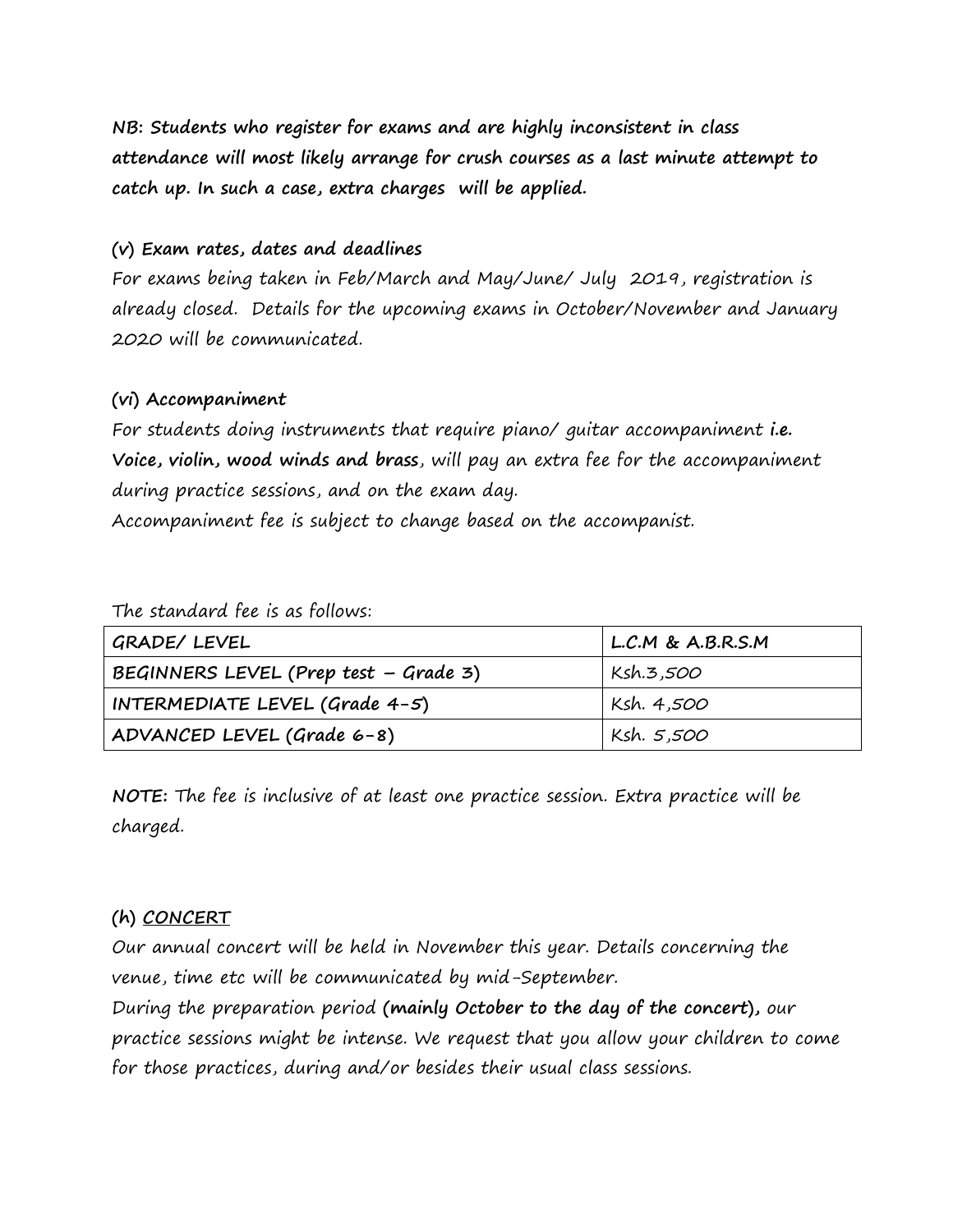**NB: Students who register for exams and are highly inconsistent in class attendance will most likely arrange for crush courses as a last minute attempt to catch up. In such a case, extra charges will be applied.**

**(v) Exam rates, dates and deadlines**

For exams being taken in Feb/March and May/June/ July 2019, registration is already closed. Details for the upcoming exams in October/November and January 2020 will be communicated.

**(vi) Accompaniment**

For students doing instruments that require piano/ guitar accompaniment **i.e. Voice, violin, wood winds and brass**, will pay an extra fee for the accompaniment during practice sessions, and on the exam day.

Accompaniment fee is subject to change based on the accompanist.

The standard fee is as follows:

| GRADE/ LEVEL | L.C.M & A.B.R.S.M |
|---|---|
| BEGINNERS LEVEL (Prep test – Grade 3) | Ksh.3,500 |
| INTERMEDIATE LEVEL (Grade 4-5) | Ksh. 4,500 |
| ADVANCED LEVEL (Grade 6-8) | Ksh. 5,500 |

**NOTE:** The fee is inclusive of at least one practice session. Extra practice will be charged.

**(h) <u>CONCERT</u>**

Our annual concert will be held in November this year. Details concerning the venue, time etc will be communicated by mid-September.

During the preparation period **(mainly October to the day of the concert)**, our practice sessions might be intense. We request that you allow your children to come for those practices, during and/or besides their usual class sessions.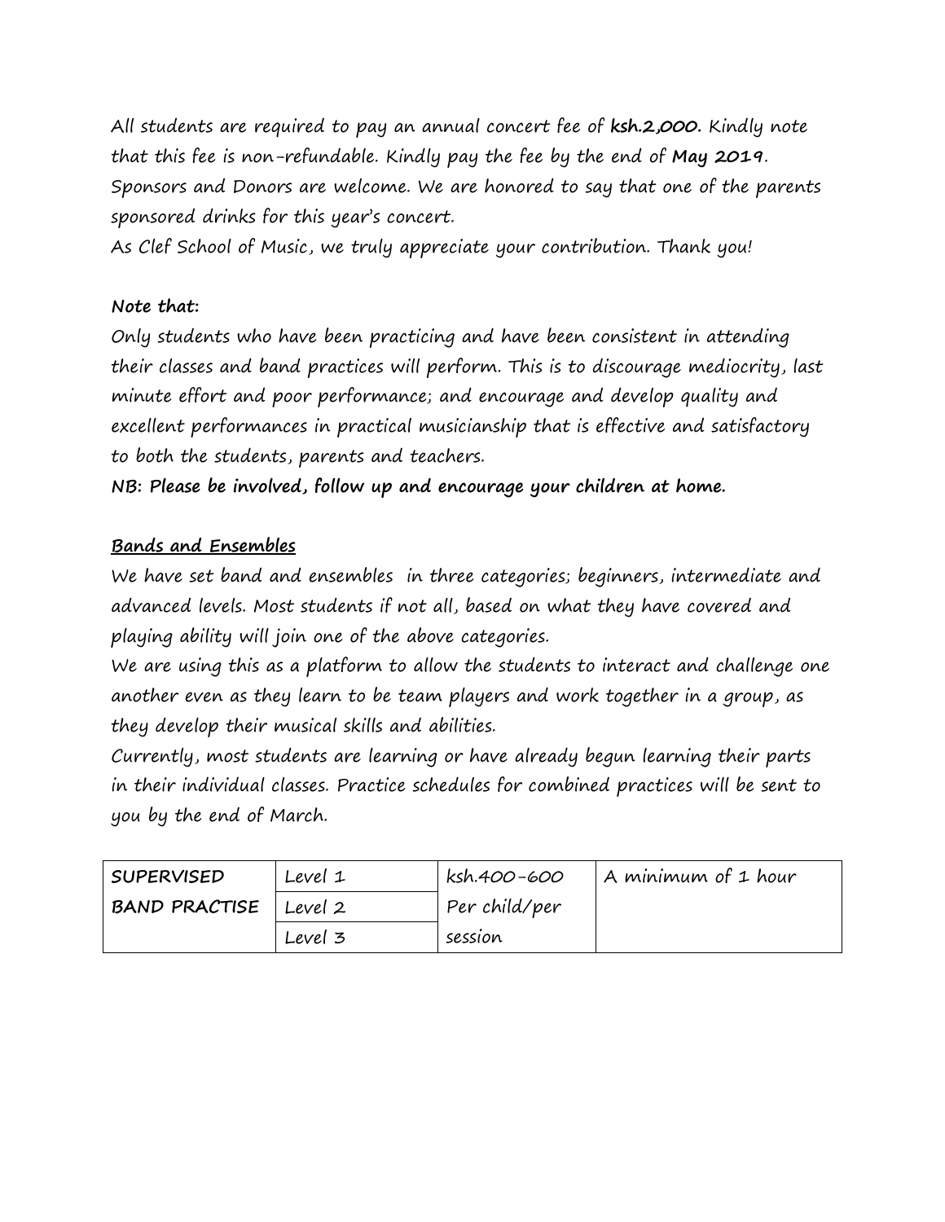All students are required to pay an annual concert fee of **ksh.2,000.** Kindly note that this fee is non-refundable. Kindly pay the fee by the end of **May 2019**. Sponsors and Donors are welcome. We are honored to say that one of the parents sponsored drinks for this year's concert.
As Clef School of Music, we truly appreciate your contribution. Thank you!

**Note that:**
Only students who have been practicing and have been consistent in attending their classes and band practices will perform. This is to discourage mediocrity, last minute effort and poor performance; and encourage and develop quality and excellent performances in practical musicianship that is effective and satisfactory to both the students, parents and teachers.
**NB: Please be involved, follow up and encourage your children at home.**

**Bands and Ensembles**
We have set band and ensembles in three categories; beginners, intermediate and advanced levels. Most students if not all, based on what they have covered and playing ability will join one of the above categories.
We are using this as a platform to allow the students to interact and challenge one another even as they learn to be team players and work together in a group, as they develop their musical skills and abilities.
Currently, most students are learning or have already begun learning their parts in their individual classes. Practice schedules for combined practices will be sent to you by the end of March.

| **SUPERVISED BAND PRACTISE** | Level 1 | ksh.400-600 Per child/per session | A minimum of 1 hour |
|---|---|---|---|
| | Level 2 | | |
| | Level 3 | | |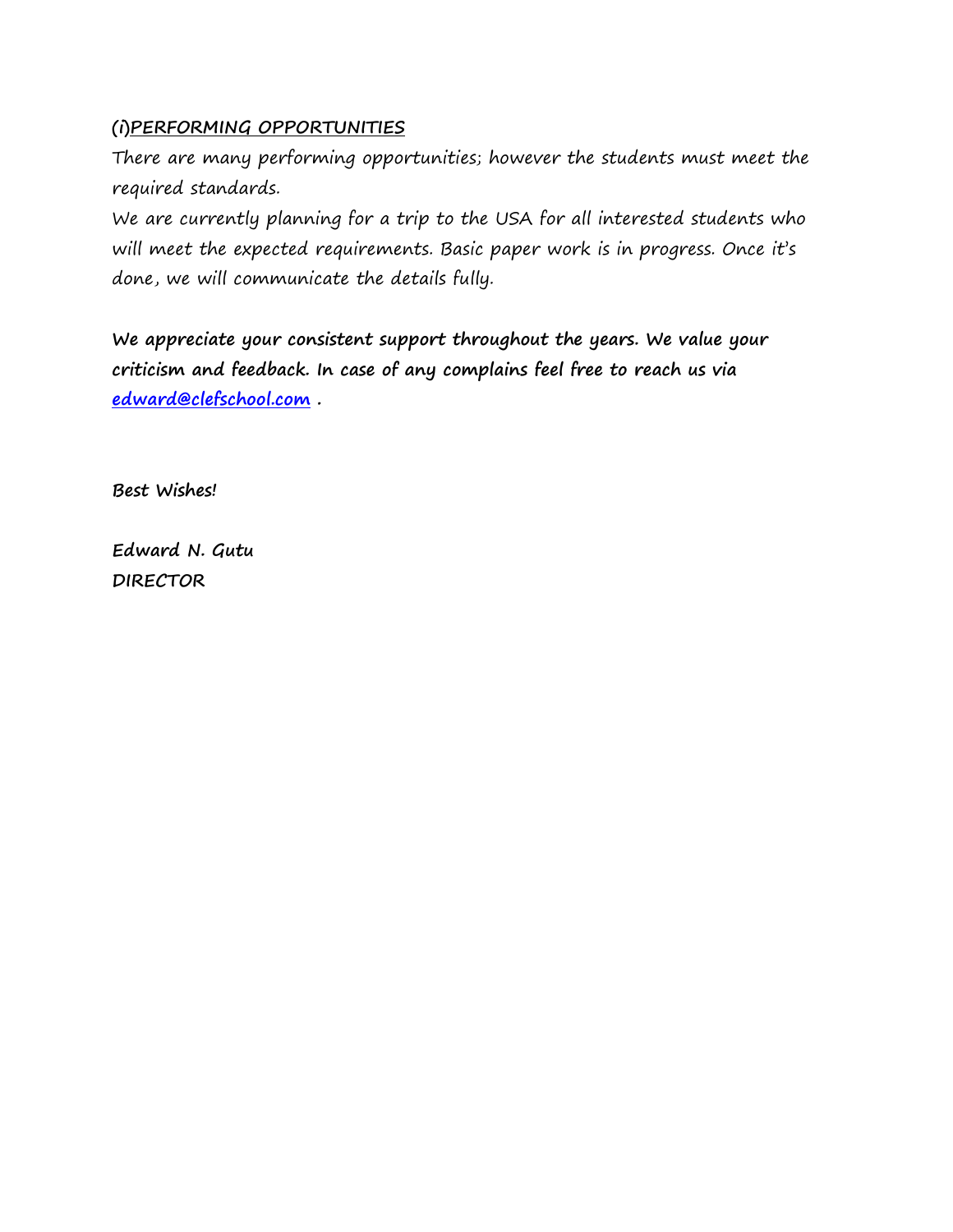**(i)<u>PERFORMING OPPORTUNITIES</u>**

There are many performing opportunities; however the students must meet the required standards.

We are currently planning for a trip to the USA for all interested students who will meet the expected requirements. Basic paper work is in progress. Once it's done, we will communicate the details fully.

**We appreciate your consistent support throughout the years. We value your criticism and feedback. In case of any complains feel free to reach us via [edward@clefschool.com](mailto:edward@clefschool.com) .**

**Best Wishes!**

**Edward N. Gutu**
**DIRECTOR**